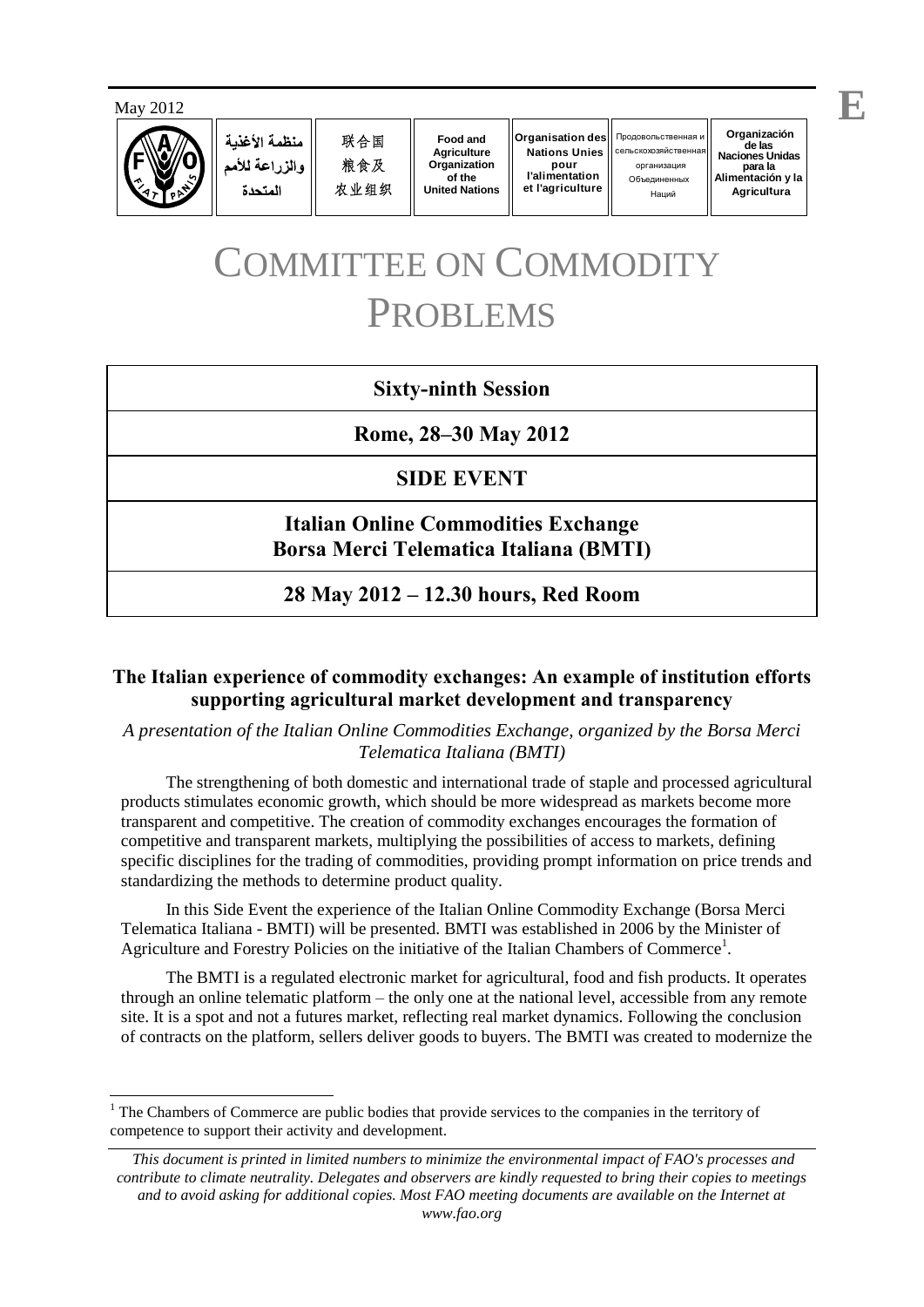May 2012

E

| منظمة الأغذية والزراعة للأمم المتحدة | 联合国粮食及农业组织 | Food and Agriculture Organization of the United Nations | Organisation des Nations Unies pour l'alimentation et l'agriculture | Продовольственная и сельскохозяйственная организация Объединенных Наций | Organización de las Naciones Unidas para la Alimentación y la Agricultura |
|---|---|---|---|---|---|

# COMMITTEE ON COMMODITY PROBLEMS

**Sixty-ninth Session**

**Rome, 28–30 May 2012**

**SIDE EVENT**

**Italian Online Commodities Exchange**
**Borsa Merci Telematica Italiana (BMTI)**

**28 May 2012 – 12.30 hours, Red Room**

## The Italian experience of commodity exchanges: An example of institution efforts supporting agricultural market development and transparency

*A presentation of the Italian Online Commodities Exchange, organized by the Borsa Merci Telematica Italiana (BMTI)*

The strengthening of both domestic and international trade of staple and processed agricultural products stimulates economic growth, which should be more widespread as markets become more transparent and competitive. The creation of commodity exchanges encourages the formation of competitive and transparent markets, multiplying the possibilities of access to markets, defining specific disciplines for the trading of commodities, providing prompt information on price trends and standardizing the methods to determine product quality.

In this Side Event the experience of the Italian Online Commodity Exchange (Borsa Merci Telematica Italiana - BMTI) will be presented. BMTI was established in 2006 by the Minister of Agriculture and Forestry Policies on the initiative of the Italian Chambers of Commerce[1].

The BMTI is a regulated electronic market for agricultural, food and fish products. It operates through an online telematic platform – the only one at the national level, accessible from any remote site. It is a spot and not a futures market, reflecting real market dynamics. Following the conclusion of contracts on the platform, sellers deliver goods to buyers. The BMTI was created to modernize the

[1] The Chambers of Commerce are public bodies that provide services to the companies in the territory of competence to support their activity and development.

*This document is printed in limited numbers to minimize the environmental impact of FAO's processes and contribute to climate neutrality. Delegates and observers are kindly requested to bring their copies to meetings and to avoid asking for additional copies. Most FAO meeting documents are available on the Internet at www.fao.org*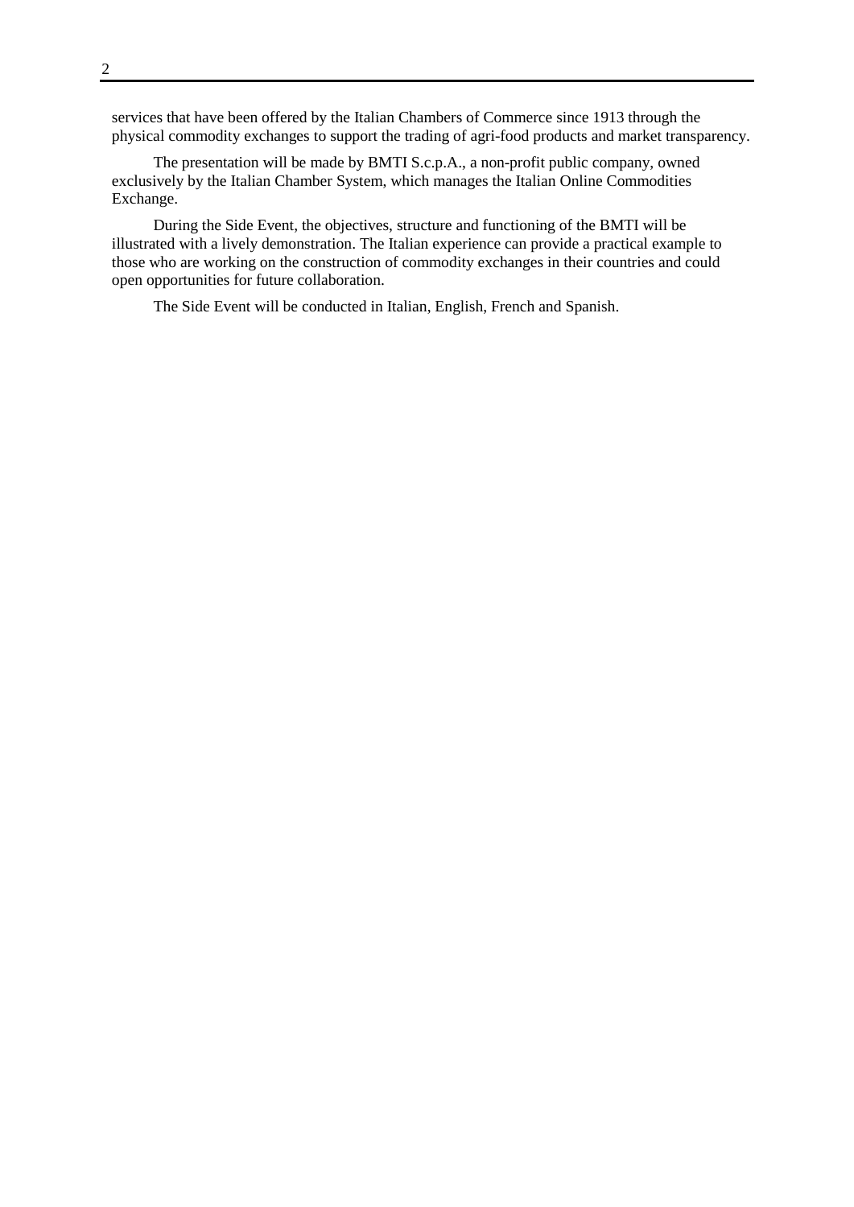services that have been offered by the Italian Chambers of Commerce since 1913 through the physical commodity exchanges to support the trading of agri-food products and market transparency.

The presentation will be made by BMTI S.c.p.A., a non-profit public company, owned exclusively by the Italian Chamber System, which manages the Italian Online Commodities Exchange.

During the Side Event, the objectives, structure and functioning of the BMTI will be illustrated with a lively demonstration. The Italian experience can provide a practical example to those who are working on the construction of commodity exchanges in their countries and could open opportunities for future collaboration.

The Side Event will be conducted in Italian, English, French and Spanish.